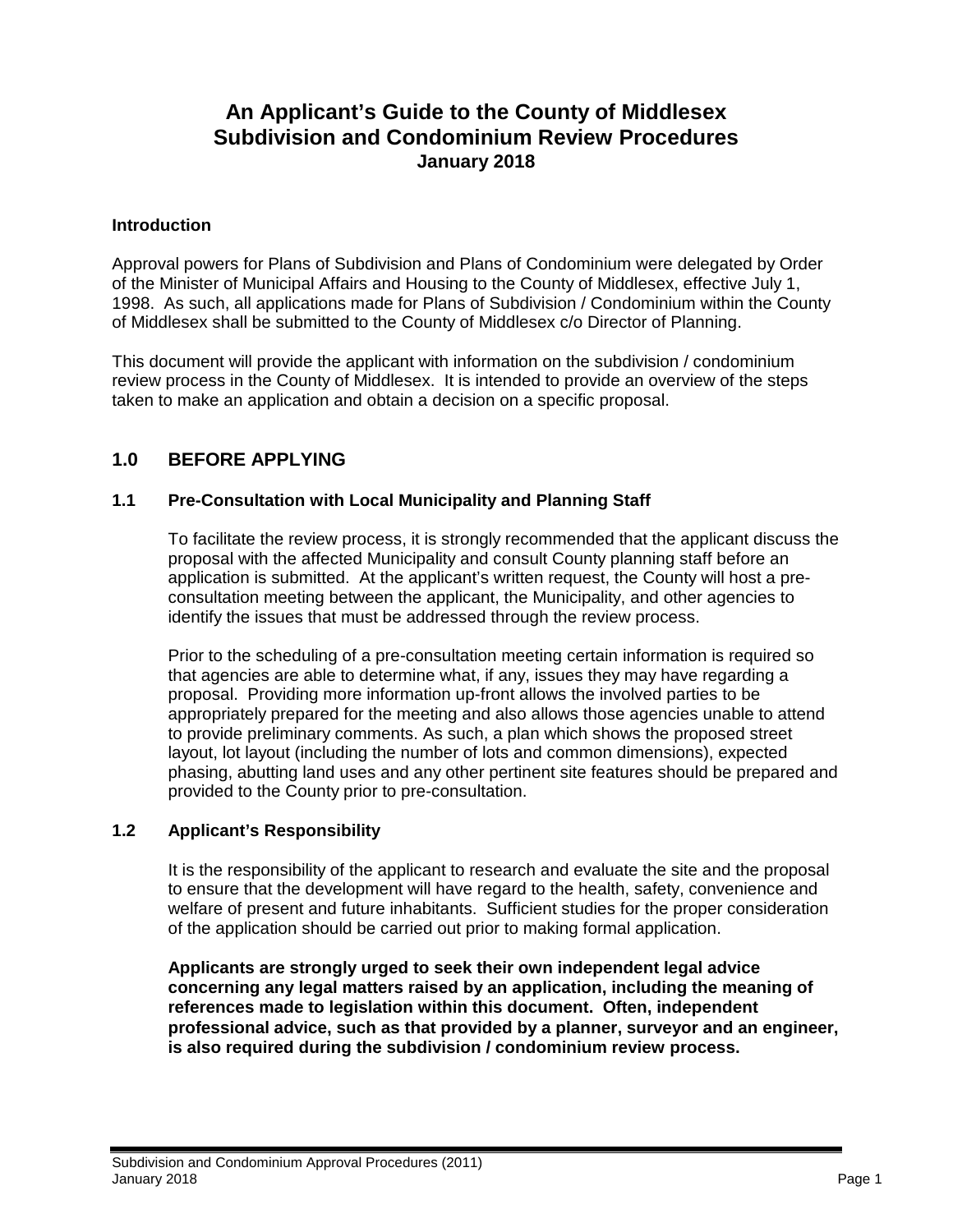# An Applicant's Guide to the County of Middlesex Subdivision and Condominium Review Procedures

**January 2018**

### Introduction

Approval powers for Plans of Subdivision and Plans of Condominium were delegated by Order of the Minister of Municipal Affairs and Housing to the County of Middlesex, effective July 1, 1998. As such, all applications made for Plans of Subdivision / Condominium within the County of Middlesex shall be submitted to the County of Middlesex c/o Director of Planning.

This document will provide the applicant with information on the subdivision / condominium review process in the County of Middlesex. It is intended to provide an overview of the steps taken to make an application and obtain a decision on a specific proposal.

## 1.0 BEFORE APPLYING

### 1.1 Pre-Consultation with Local Municipality and Planning Staff

To facilitate the review process, it is strongly recommended that the applicant discuss the proposal with the affected Municipality and consult County planning staff before an application is submitted. At the applicant's written request, the County will host a pre-consultation meeting between the applicant, the Municipality, and other agencies to identify the issues that must be addressed through the review process.

Prior to the scheduling of a pre-consultation meeting certain information is required so that agencies are able to determine what, if any, issues they may have regarding a proposal. Providing more information up-front allows the involved parties to be appropriately prepared for the meeting and also allows those agencies unable to attend to provide preliminary comments. As such, a plan which shows the proposed street layout, lot layout (including the number of lots and common dimensions), expected phasing, abutting land uses and any other pertinent site features should be prepared and provided to the County prior to pre-consultation.

### 1.2 Applicant's Responsibility

It is the responsibility of the applicant to research and evaluate the site and the proposal to ensure that the development will have regard to the health, safety, convenience and welfare of present and future inhabitants. Sufficient studies for the proper consideration of the application should be carried out prior to making formal application.

**Applicants are strongly urged to seek their own independent legal advice concerning any legal matters raised by an application, including the meaning of references made to legislation within this document. Often, independent professional advice, such as that provided by a planner, surveyor and an engineer, is also required during the subdivision / condominium review process.**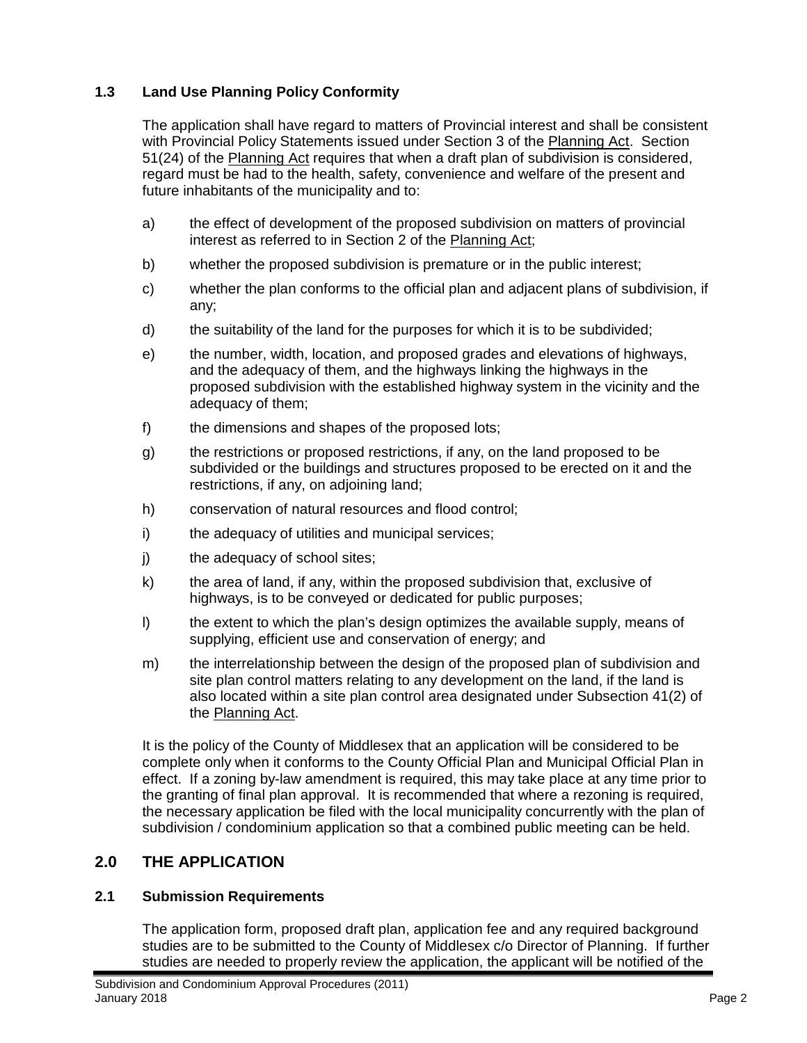### 1.3 Land Use Planning Policy Conformity

The application shall have regard to matters of Provincial interest and shall be consistent with Provincial Policy Statements issued under Section 3 of the Planning Act. Section 51(24) of the Planning Act requires that when a draft plan of subdivision is considered, regard must be had to the health, safety, convenience and welfare of the present and future inhabitants of the municipality and to:

a) the effect of development of the proposed subdivision on matters of provincial interest as referred to in Section 2 of the Planning Act;

b) whether the proposed subdivision is premature or in the public interest;

c) whether the plan conforms to the official plan and adjacent plans of subdivision, if any;

d) the suitability of the land for the purposes for which it is to be subdivided;

e) the number, width, location, and proposed grades and elevations of highways, and the adequacy of them, and the highways linking the highways in the proposed subdivision with the established highway system in the vicinity and the adequacy of them;

f) the dimensions and shapes of the proposed lots;

g) the restrictions or proposed restrictions, if any, on the land proposed to be subdivided or the buildings and structures proposed to be erected on it and the restrictions, if any, on adjoining land;

h) conservation of natural resources and flood control;

i) the adequacy of utilities and municipal services;

j) the adequacy of school sites;

k) the area of land, if any, within the proposed subdivision that, exclusive of highways, is to be conveyed or dedicated for public purposes;

l) the extent to which the plan's design optimizes the available supply, means of supplying, efficient use and conservation of energy; and

m) the interrelationship between the design of the proposed plan of subdivision and site plan control matters relating to any development on the land, if the land is also located within a site plan control area designated under Subsection 41(2) of the Planning Act.

It is the policy of the County of Middlesex that an application will be considered to be complete only when it conforms to the County Official Plan and Municipal Official Plan in effect. If a zoning by-law amendment is required, this may take place at any time prior to the granting of final plan approval. It is recommended that where a rezoning is required, the necessary application be filed with the local municipality concurrently with the plan of subdivision / condominium application so that a combined public meeting can be held.

## 2.0 THE APPLICATION

### 2.1 Submission Requirements

The application form, proposed draft plan, application fee and any required background studies are to be submitted to the County of Middlesex c/o Director of Planning. If further studies are needed to properly review the application, the applicant will be notified of the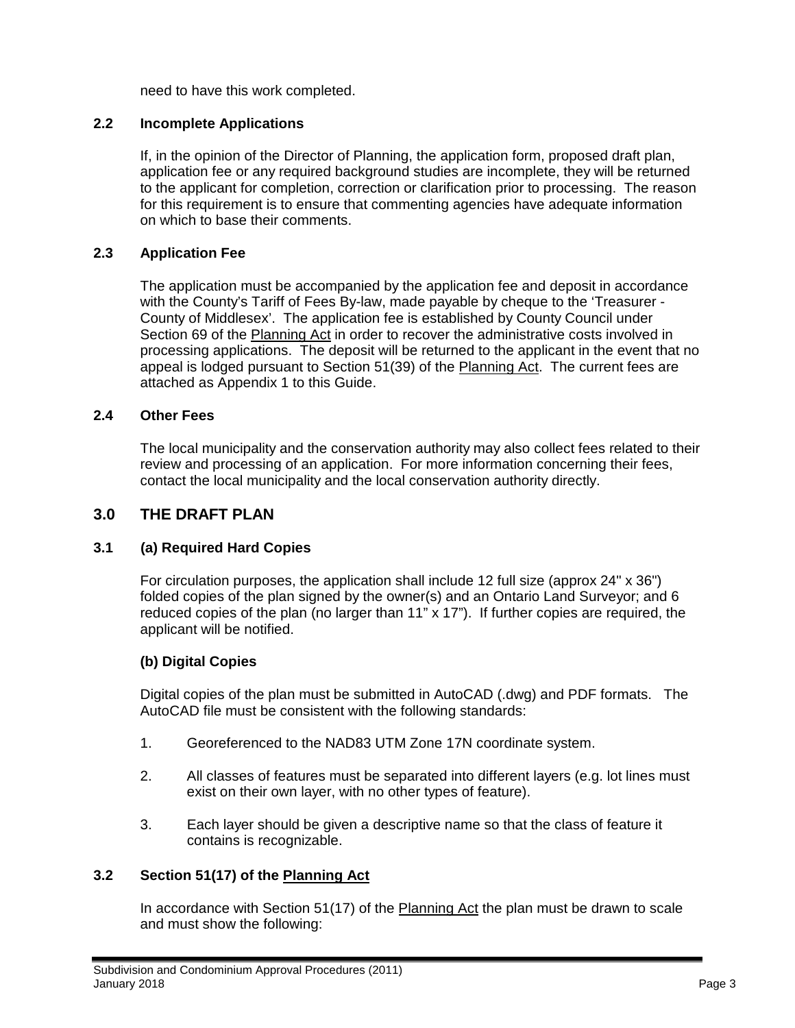need to have this work completed.

### 2.2 Incomplete Applications

If, in the opinion of the Director of Planning, the application form, proposed draft plan, application fee or any required background studies are incomplete, they will be returned to the applicant for completion, correction or clarification prior to processing. The reason for this requirement is to ensure that commenting agencies have adequate information on which to base their comments.

### 2.3 Application Fee

The application must be accompanied by the application fee and deposit in accordance with the County's Tariff of Fees By-law, made payable by cheque to the 'Treasurer - County of Middlesex'. The application fee is established by County Council under Section 69 of the Planning Act in order to recover the administrative costs involved in processing applications. The deposit will be returned to the applicant in the event that no appeal is lodged pursuant to Section 51(39) of the Planning Act. The current fees are attached as Appendix 1 to this Guide.

### 2.4 Other Fees

The local municipality and the conservation authority may also collect fees related to their review and processing of an application. For more information concerning their fees, contact the local municipality and the local conservation authority directly.

## 3.0 THE DRAFT PLAN

### 3.1 (a) Required Hard Copies

For circulation purposes, the application shall include 12 full size (approx 24" x 36") folded copies of the plan signed by the owner(s) and an Ontario Land Surveyor; and 6 reduced copies of the plan (no larger than 11" x 17"). If further copies are required, the applicant will be notified.

#### (b) Digital Copies

Digital copies of the plan must be submitted in AutoCAD (.dwg) and PDF formats. The AutoCAD file must be consistent with the following standards:

1. Georeferenced to the NAD83 UTM Zone 17N coordinate system.

2. All classes of features must be separated into different layers (e.g. lot lines must exist on their own layer, with no other types of feature).

3. Each layer should be given a descriptive name so that the class of feature it contains is recognizable.

### 3.2 Section 51(17) of the Planning Act

In accordance with Section 51(17) of the Planning Act the plan must be drawn to scale and must show the following: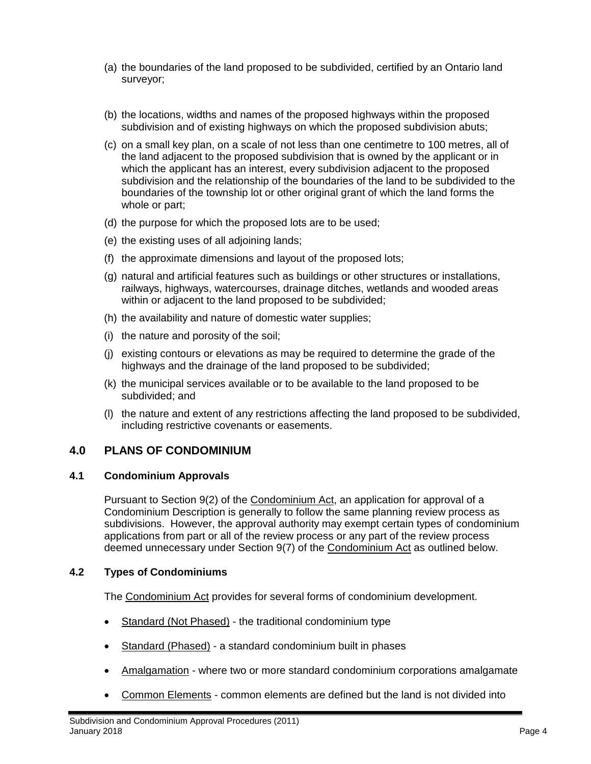(a) the boundaries of the land proposed to be subdivided, certified by an Ontario land surveyor;

(b) the locations, widths and names of the proposed highways within the proposed subdivision and of existing highways on which the proposed subdivision abuts;

(c) on a small key plan, on a scale of not less than one centimetre to 100 metres, all of the land adjacent to the proposed subdivision that is owned by the applicant or in which the applicant has an interest, every subdivision adjacent to the proposed subdivision and the relationship of the boundaries of the land to be subdivided to the boundaries of the township lot or other original grant of which the land forms the whole or part;

(d) the purpose for which the proposed lots are to be used;

(e) the existing uses of all adjoining lands;

(f) the approximate dimensions and layout of the proposed lots;

(g) natural and artificial features such as buildings or other structures or installations, railways, highways, watercourses, drainage ditches, wetlands and wooded areas within or adjacent to the land proposed to be subdivided;

(h) the availability and nature of domestic water supplies;

(i) the nature and porosity of the soil;

(j) existing contours or elevations as may be required to determine the grade of the highways and the drainage of the land proposed to be subdivided;

(k) the municipal services available or to be available to the land proposed to be subdivided; and

(l) the nature and extent of any restrictions affecting the land proposed to be subdivided, including restrictive covenants or easements.

## 4.0 PLANS OF CONDOMINIUM

### 4.1 Condominium Approvals

Pursuant to Section 9(2) of the Condominium Act, an application for approval of a Condominium Description is generally to follow the same planning review process as subdivisions. However, the approval authority may exempt certain types of condominium applications from part or all of the review process or any part of the review process deemed unnecessary under Section 9(7) of the Condominium Act as outlined below.

### 4.2 Types of Condominiums

The Condominium Act provides for several forms of condominium development.

- Standard (Not Phased) - the traditional condominium type
- Standard (Phased) - a standard condominium built in phases
- Amalgamation - where two or more standard condominium corporations amalgamate
- Common Elements - common elements are defined but the land is not divided into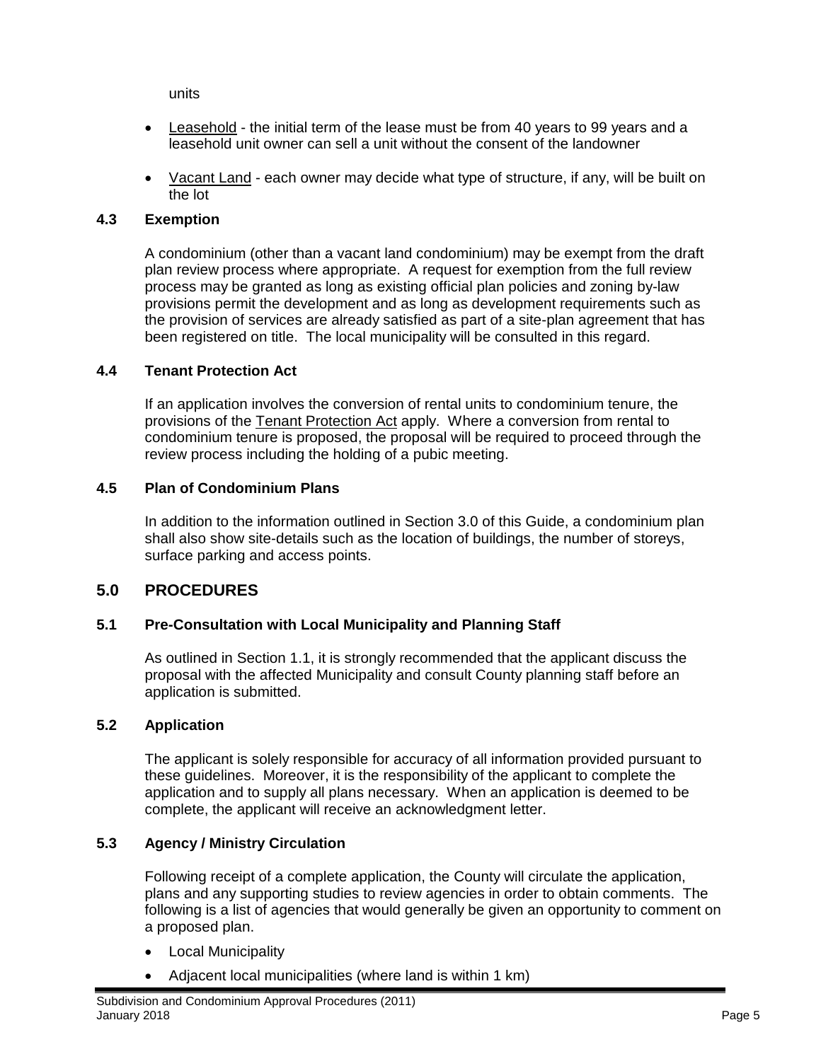units

- Leasehold - the initial term of the lease must be from 40 years to 99 years and a leasehold unit owner can sell a unit without the consent of the landowner
- Vacant Land - each owner may decide what type of structure, if any, will be built on the lot

### 4.3 Exemption

A condominium (other than a vacant land condominium) may be exempt from the draft plan review process where appropriate. A request for exemption from the full review process may be granted as long as existing official plan policies and zoning by-law provisions permit the development and as long as development requirements such as the provision of services are already satisfied as part of a site-plan agreement that has been registered on title. The local municipality will be consulted in this regard.

### 4.4 Tenant Protection Act

If an application involves the conversion of rental units to condominium tenure, the provisions of the Tenant Protection Act apply. Where a conversion from rental to condominium tenure is proposed, the proposal will be required to proceed through the review process including the holding of a pubic meeting.

### 4.5 Plan of Condominium Plans

In addition to the information outlined in Section 3.0 of this Guide, a condominium plan shall also show site-details such as the location of buildings, the number of storeys, surface parking and access points.

## 5.0 PROCEDURES

### 5.1 Pre-Consultation with Local Municipality and Planning Staff

As outlined in Section 1.1, it is strongly recommended that the applicant discuss the proposal with the affected Municipality and consult County planning staff before an application is submitted.

### 5.2 Application

The applicant is solely responsible for accuracy of all information provided pursuant to these guidelines. Moreover, it is the responsibility of the applicant to complete the application and to supply all plans necessary. When an application is deemed to be complete, the applicant will receive an acknowledgment letter.

### 5.3 Agency / Ministry Circulation

Following receipt of a complete application, the County will circulate the application, plans and any supporting studies to review agencies in order to obtain comments. The following is a list of agencies that would generally be given an opportunity to comment on a proposed plan.

- Local Municipality
- Adjacent local municipalities (where land is within 1 km)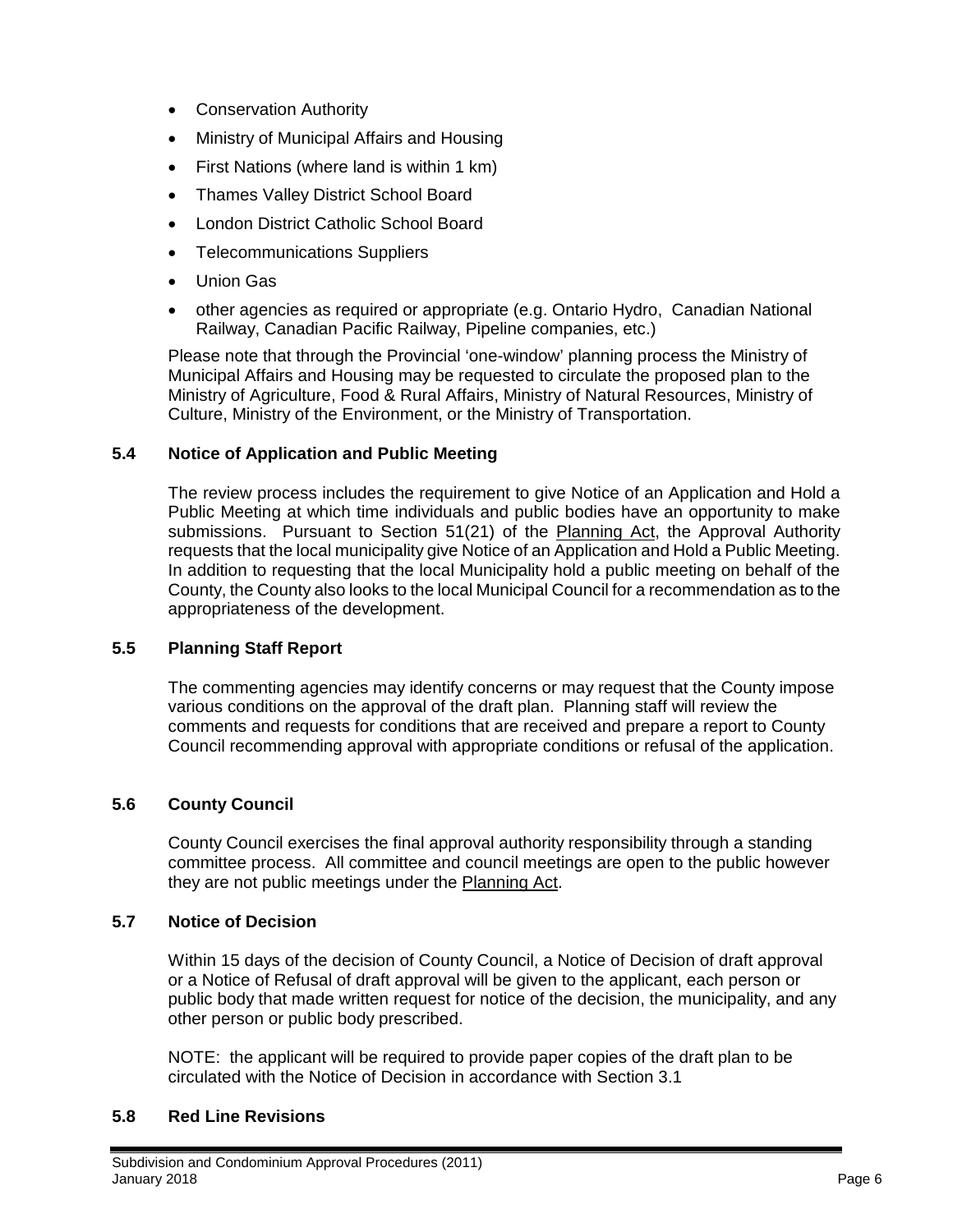- Conservation Authority
- Ministry of Municipal Affairs and Housing
- First Nations (where land is within 1 km)
- Thames Valley District School Board
- London District Catholic School Board
- Telecommunications Suppliers
- Union Gas
- other agencies as required or appropriate (e.g. Ontario Hydro, Canadian National Railway, Canadian Pacific Railway, Pipeline companies, etc.)

Please note that through the Provincial 'one-window' planning process the Ministry of Municipal Affairs and Housing may be requested to circulate the proposed plan to the Ministry of Agriculture, Food & Rural Affairs, Ministry of Natural Resources, Ministry of Culture, Ministry of the Environment, or the Ministry of Transportation.

### 5.4 Notice of Application and Public Meeting

The review process includes the requirement to give Notice of an Application and Hold a Public Meeting at which time individuals and public bodies have an opportunity to make submissions. Pursuant to Section 51(21) of the Planning Act, the Approval Authority requests that the local municipality give Notice of an Application and Hold a Public Meeting. In addition to requesting that the local Municipality hold a public meeting on behalf of the County, the County also looks to the local Municipal Council for a recommendation as to the appropriateness of the development.

### 5.5 Planning Staff Report

The commenting agencies may identify concerns or may request that the County impose various conditions on the approval of the draft plan. Planning staff will review the comments and requests for conditions that are received and prepare a report to County Council recommending approval with appropriate conditions or refusal of the application.

### 5.6 County Council

County Council exercises the final approval authority responsibility through a standing committee process. All committee and council meetings are open to the public however they are not public meetings under the Planning Act.

### 5.7 Notice of Decision

Within 15 days of the decision of County Council, a Notice of Decision of draft approval or a Notice of Refusal of draft approval will be given to the applicant, each person or public body that made written request for notice of the decision, the municipality, and any other person or public body prescribed.

NOTE: the applicant will be required to provide paper copies of the draft plan to be circulated with the Notice of Decision in accordance with Section 3.1

### 5.8 Red Line Revisions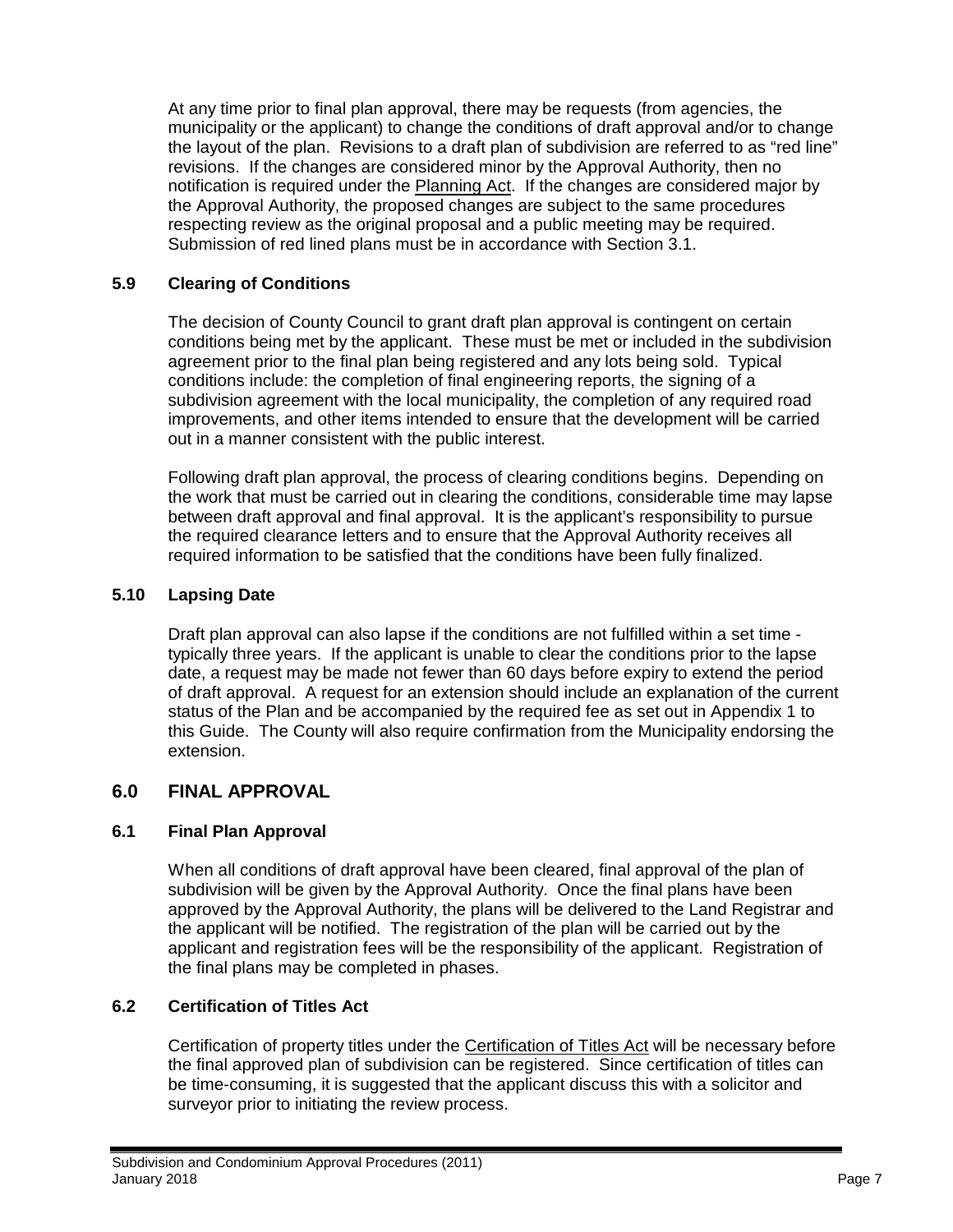At any time prior to final plan approval, there may be requests (from agencies, the municipality or the applicant) to change the conditions of draft approval and/or to change the layout of the plan. Revisions to a draft plan of subdivision are referred to as "red line" revisions. If the changes are considered minor by the Approval Authority, then no notification is required under the Planning Act. If the changes are considered major by the Approval Authority, the proposed changes are subject to the same procedures respecting review as the original proposal and a public meeting may be required. Submission of red lined plans must be in accordance with Section 3.1.

### 5.9 Clearing of Conditions

The decision of County Council to grant draft plan approval is contingent on certain conditions being met by the applicant. These must be met or included in the subdivision agreement prior to the final plan being registered and any lots being sold. Typical conditions include: the completion of final engineering reports, the signing of a subdivision agreement with the local municipality, the completion of any required road improvements, and other items intended to ensure that the development will be carried out in a manner consistent with the public interest.

Following draft plan approval, the process of clearing conditions begins. Depending on the work that must be carried out in clearing the conditions, considerable time may lapse between draft approval and final approval. It is the applicant's responsibility to pursue the required clearance letters and to ensure that the Approval Authority receives all required information to be satisfied that the conditions have been fully finalized.

### 5.10 Lapsing Date

Draft plan approval can also lapse if the conditions are not fulfilled within a set time - typically three years. If the applicant is unable to clear the conditions prior to the lapse date, a request may be made not fewer than 60 days before expiry to extend the period of draft approval. A request for an extension should include an explanation of the current status of the Plan and be accompanied by the required fee as set out in Appendix 1 to this Guide. The County will also require confirmation from the Municipality endorsing the extension.

## 6.0 FINAL APPROVAL

### 6.1 Final Plan Approval

When all conditions of draft approval have been cleared, final approval of the plan of subdivision will be given by the Approval Authority. Once the final plans have been approved by the Approval Authority, the plans will be delivered to the Land Registrar and the applicant will be notified. The registration of the plan will be carried out by the applicant and registration fees will be the responsibility of the applicant. Registration of the final plans may be completed in phases.

### 6.2 Certification of Titles Act

Certification of property titles under the Certification of Titles Act will be necessary before the final approved plan of subdivision can be registered. Since certification of titles can be time-consuming, it is suggested that the applicant discuss this with a solicitor and surveyor prior to initiating the review process.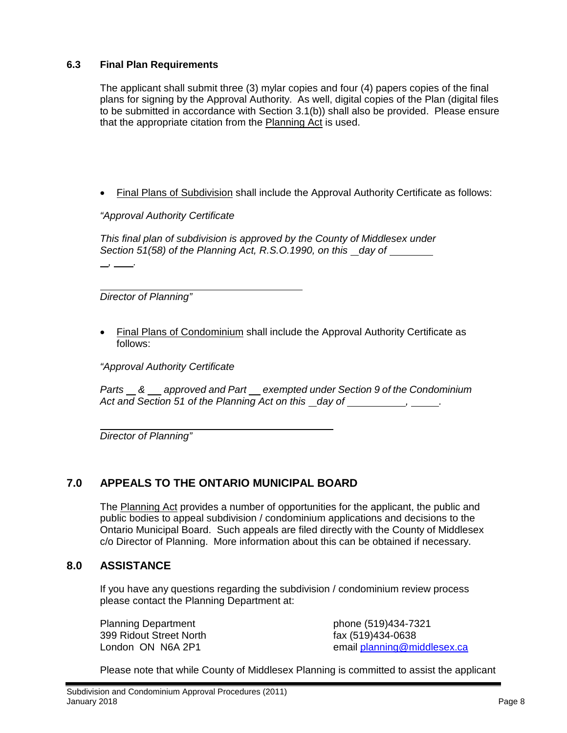### 6.3 Final Plan Requirements

The applicant shall submit three (3) mylar copies and four (4) papers copies of the final plans for signing by the Approval Authority. As well, digital copies of the Plan (digital files to be submitted in accordance with Section 3.1(b)) shall also be provided. Please ensure that the appropriate citation from the Planning Act is used.

- Final Plans of Subdivision shall include the Approval Authority Certificate as follows:

*"Approval Authority Certificate*

*This final plan of subdivision is approved by the County of Middlesex under Section 51(58) of the Planning Act, R.S.O.1990, on this \_\_ day of \_\_\_\_\_\_\_\_ \_\_, \_\_\_\_.*

\_\_\_\_\_\_\_\_\_\_\_\_\_\_\_\_\_\_\_\_\_\_\_\_\_\_\_\_\_\_\_\_

*Director of Planning"*

- Final Plans of Condominium shall include the Approval Authority Certificate as follows:

*"Approval Authority Certificate*

*Parts \_\_ & \_\_ approved and Part \_\_ exempted under Section 9 of the Condominium Act and Section 51 of the Planning Act on this \_\_ day of \_\_\_\_\_\_\_\_\_\_, \_\_\_\_\_.*

\_\_\_\_\_\_\_\_\_\_\_\_\_\_\_\_\_\_\_\_\_\_\_\_\_\_\_\_\_\_\_\_

*Director of Planning"*

## 7.0 APPEALS TO THE ONTARIO MUNICIPAL BOARD

The Planning Act provides a number of opportunities for the applicant, the public and public bodies to appeal subdivision / condominium applications and decisions to the Ontario Municipal Board. Such appeals are filed directly with the County of Middlesex c/o Director of Planning. More information about this can be obtained if necessary.

## 8.0 ASSISTANCE

If you have any questions regarding the subdivision / condominium review process please contact the Planning Department at:

Planning Department
399 Ridout Street North
London ON N6A 2P1

phone (519)434-7321
fax (519)434-0638
email planning@middlesex.ca

Please note that while County of Middlesex Planning is committed to assist the applicant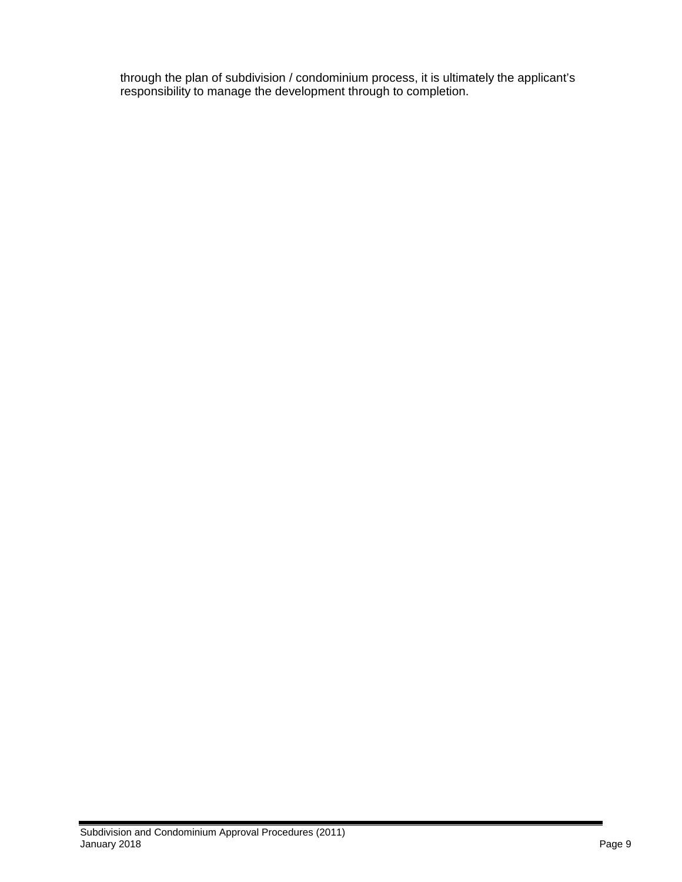through the plan of subdivision / condominium process, it is ultimately the applicant's responsibility to manage the development through to completion.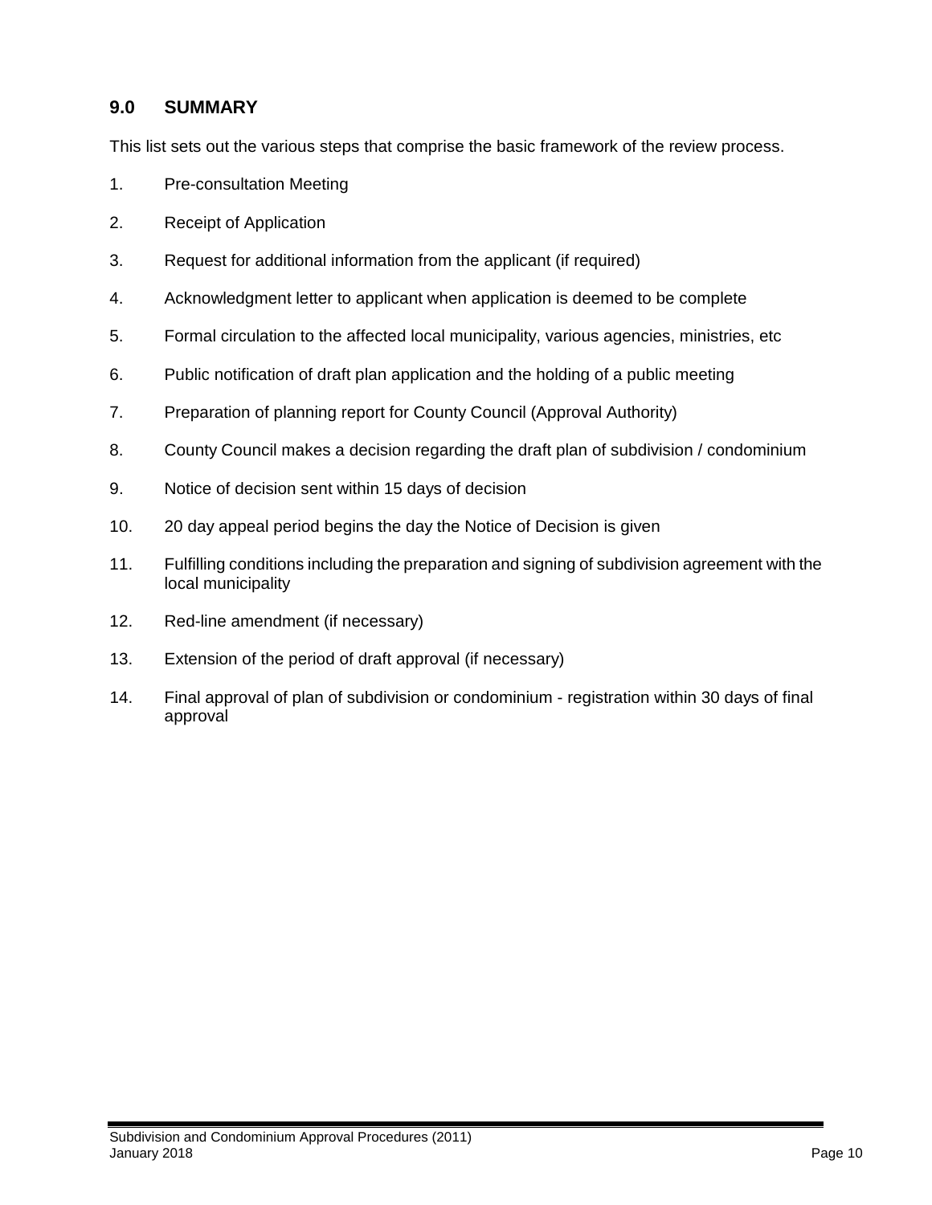## 9.0 SUMMARY

This list sets out the various steps that comprise the basic framework of the review process.

1. Pre-consultation Meeting
2. Receipt of Application
3. Request for additional information from the applicant (if required)
4. Acknowledgment letter to applicant when application is deemed to be complete
5. Formal circulation to the affected local municipality, various agencies, ministries, etc
6. Public notification of draft plan application and the holding of a public meeting
7. Preparation of planning report for County Council (Approval Authority)
8. County Council makes a decision regarding the draft plan of subdivision / condominium
9. Notice of decision sent within 15 days of decision
10. 20 day appeal period begins the day the Notice of Decision is given
11. Fulfilling conditions including the preparation and signing of subdivision agreement with the local municipality
12. Red-line amendment (if necessary)
13. Extension of the period of draft approval (if necessary)
14. Final approval of plan of subdivision or condominium - registration within 30 days of final approval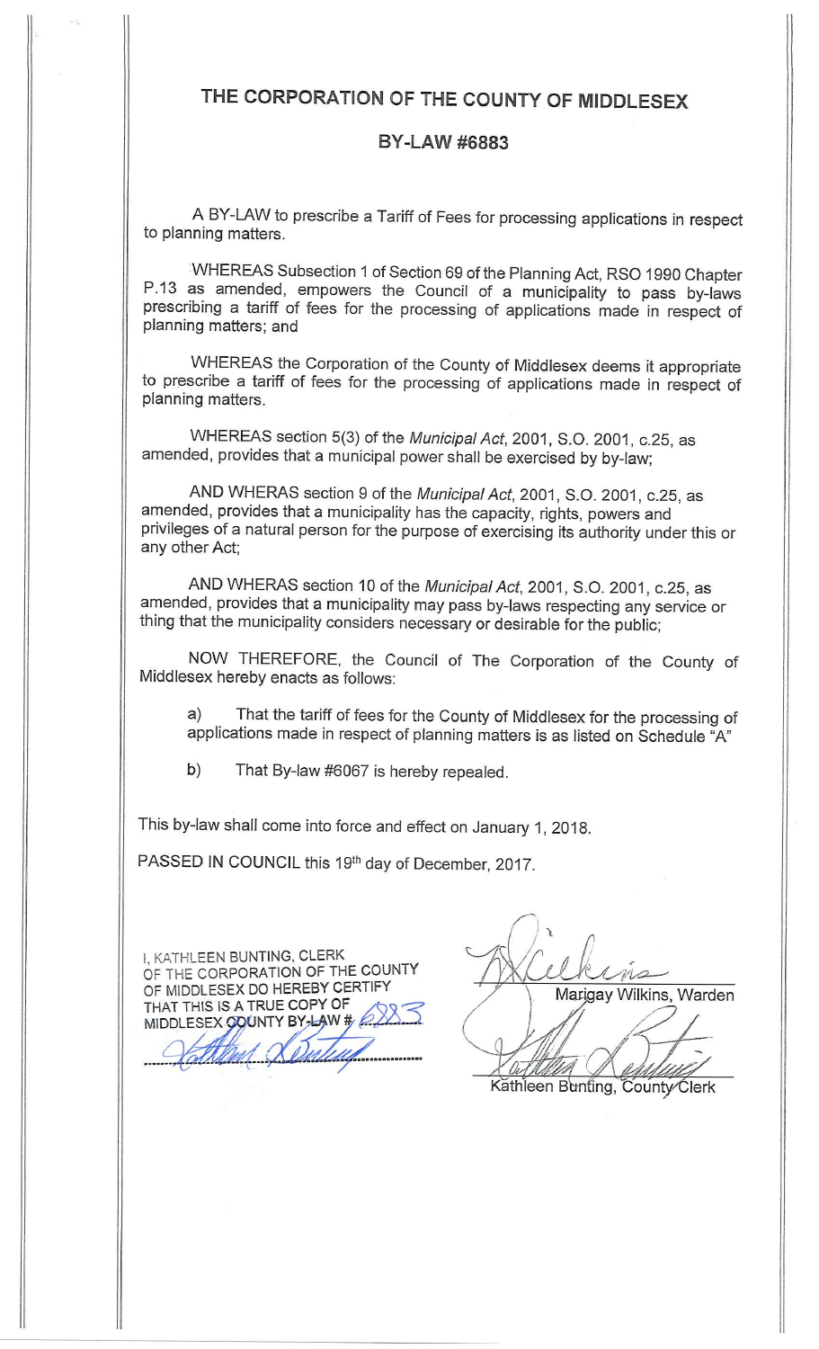# THE CORPORATION OF THE COUNTY OF MIDDLESEX

## BY-LAW #6883

A BY-LAW to prescribe a Tariff of Fees for processing applications in respect to planning matters.

WHEREAS Subsection 1 of Section 69 of the Planning Act, RSO 1990 Chapter P.13 as amended, empowers the Council of a municipality to pass by-laws prescribing a tariff of fees for the processing of applications made in respect of planning matters; and

WHEREAS the Corporation of the County of Middlesex deems it appropriate to prescribe a tariff of fees for the processing of applications made in respect of planning matters.

WHEREAS section 5(3) of the *Municipal Act*, 2001, S.O. 2001, c.25, as amended, provides that a municipal power shall be exercised by by-law;

AND WHERAS section 9 of the *Municipal Act*, 2001, S.O. 2001, c.25, as amended, provides that a municipality has the capacity, rights, powers and privileges of a natural person for the purpose of exercising its authority under this or any other Act;

AND WHERAS section 10 of the *Municipal Act*, 2001, S.O. 2001, c.25, as amended, provides that a municipality may pass by-laws respecting any service or thing that the municipality considers necessary or desirable for the public;

NOW THEREFORE, the Council of The Corporation of the County of Middlesex hereby enacts as follows:

a) That the tariff of fees for the County of Middlesex for the processing of applications made in respect of planning matters is as listed on Schedule "A"

b) That By-law #6067 is hereby repealed.

This by-law shall come into force and effect on January 1, 2018.

PASSED IN COUNCIL this 19th day of December, 2017.

I, KATHLEEN BUNTING, CLERK OF THE CORPORATION OF THE COUNTY OF MIDDLESEX DO HEREBY CERTIFY THAT THIS IS A TRUE COPY OF MIDDLESEX COUNTY BY-LAW # 6883

Marigay Wilkins, Warden

Kathleen Bunting, County Clerk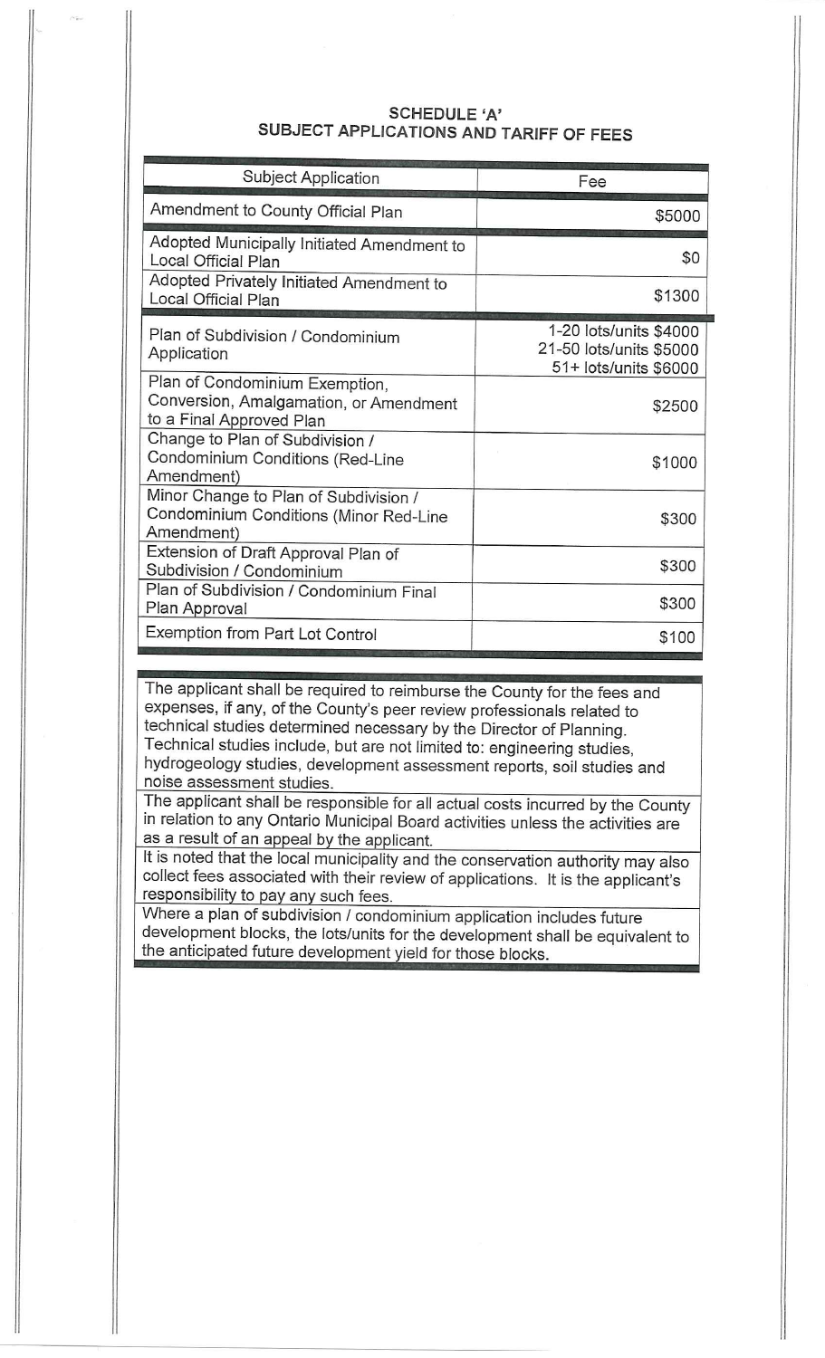## SCHEDULE 'A'
## SUBJECT APPLICATIONS AND TARIFF OF FEES

| Subject Application | Fee |
|---|---|
| Amendment to County Official Plan | $5000 |
| Adopted Municipally Initiated Amendment to Local Official Plan | $0 |
| Adopted Privately Initiated Amendment to Local Official Plan | $1300 |
| Plan of Subdivision / Condominium Application | 1-20 lots/units $4000<br>21-50 lots/units $5000<br>51+ lots/units $6000 |
| Plan of Condominium Exemption, Conversion, Amalgamation, or Amendment to a Final Approved Plan | $2500 |
| Change to Plan of Subdivision / Condominium Conditions (Red-Line Amendment) | $1000 |
| Minor Change to Plan of Subdivision / Condominium Conditions (Minor Red-Line Amendment) | $300 |
| Extension of Draft Approval Plan of Subdivision / Condominium | $300 |
| Plan of Subdivision / Condominium Final Plan Approval | $300 |
| Exemption from Part Lot Control | $100 |

The applicant shall be required to reimburse the County for the fees and expenses, if any, of the County's peer review professionals related to technical studies determined necessary by the Director of Planning. Technical studies include, but are not limited to: engineering studies, hydrogeology studies, development assessment reports, soil studies and noise assessment studies.

The applicant shall be responsible for all actual costs incurred by the County in relation to any Ontario Municipal Board activities unless the activities are as a result of an appeal by the applicant.

It is noted that the local municipality and the conservation authority may also collect fees associated with their review of applications. It is the applicant's responsibility to pay any such fees.

Where a plan of subdivision / condominium application includes future development blocks, the lots/units for the development shall be equivalent to the anticipated future development yield for those blocks.